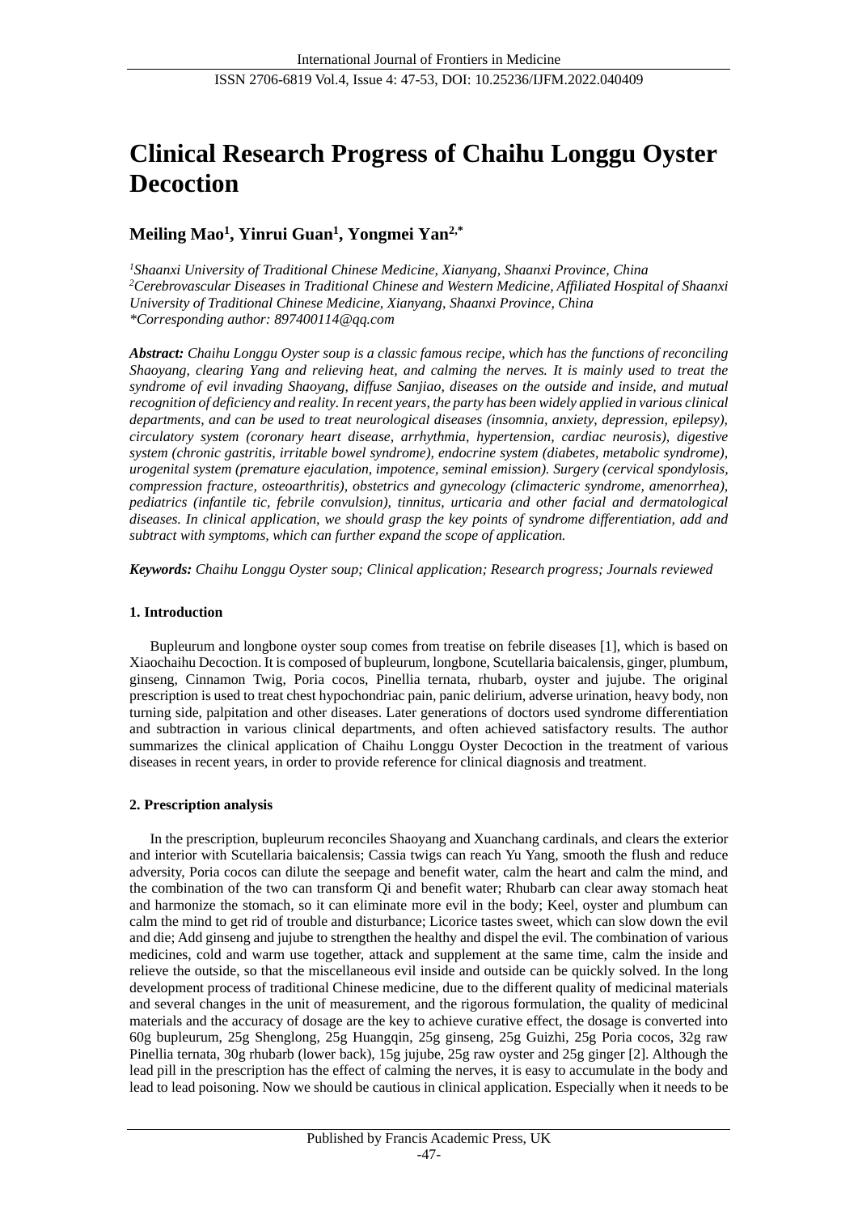# Clinical Research Progress of Chaihu Longgu Oyster Decoction

**Meiling Mao[1], Yinrui Guan[1], Yongmei Yan[2,*]**

*[1]Shaanxi University of Traditional Chinese Medicine, Xianyang, Shaanxi Province, China*
*[2]Cerebrovascular Diseases in Traditional Chinese and Western Medicine, Affiliated Hospital of Shaanxi University of Traditional Chinese Medicine, Xianyang, Shaanxi Province, China*
*\*Corresponding author: 897400114@qq.com*

***Abstract:** Chaihu Longgu Oyster soup is a classic famous recipe, which has the functions of reconciling Shaoyang, clearing Yang and relieving heat, and calming the nerves. It is mainly used to treat the syndrome of evil invading Shaoyang, diffuse Sanjiao, diseases on the outside and inside, and mutual recognition of deficiency and reality. In recent years, the party has been widely applied in various clinical departments, and can be used to treat neurological diseases (insomnia, anxiety, depression, epilepsy), circulatory system (coronary heart disease, arrhythmia, hypertension, cardiac neurosis), digestive system (chronic gastritis, irritable bowel syndrome), endocrine system (diabetes, metabolic syndrome), urogenital system (premature ejaculation, impotence, seminal emission). Surgery (cervical spondylosis, compression fracture, osteoarthritis), obstetrics and gynecology (climacteric syndrome, amenorrhea), pediatrics (infantile tic, febrile convulsion), tinnitus, urticaria and other facial and dermatological diseases. In clinical application, we should grasp the key points of syndrome differentiation, add and subtract with symptoms, which can further expand the scope of application.*

***Keywords:** Chaihu Longgu Oyster soup; Clinical application; Research progress; Journals reviewed*

## 1. Introduction

Bupleurum and longbone oyster soup comes from treatise on febrile diseases [1], which is based on Xiaochaihu Decoction. It is composed of bupleurum, longbone, Scutellaria baicalensis, ginger, plumbum, ginseng, Cinnamon Twig, Poria cocos, Pinellia ternata, rhubarb, oyster and jujube. The original prescription is used to treat chest hypochondriac pain, panic delirium, adverse urination, heavy body, non turning side, palpitation and other diseases. Later generations of doctors used syndrome differentiation and subtraction in various clinical departments, and often achieved satisfactory results. The author summarizes the clinical application of Chaihu Longgu Oyster Decoction in the treatment of various diseases in recent years, in order to provide reference for clinical diagnosis and treatment.

## 2. Prescription analysis

In the prescription, bupleurum reconciles Shaoyang and Xuanchang cardinals, and clears the exterior and interior with Scutellaria baicalensis; Cassia twigs can reach Yu Yang, smooth the flush and reduce adversity, Poria cocos can dilute the seepage and benefit water, calm the heart and calm the mind, and the combination of the two can transform Qi and benefit water; Rhubarb can clear away stomach heat and harmonize the stomach, so it can eliminate more evil in the body; Keel, oyster and plumbum can calm the mind to get rid of trouble and disturbance; Licorice tastes sweet, which can slow down the evil and die; Add ginseng and jujube to strengthen the healthy and dispel the evil. The combination of various medicines, cold and warm use together, attack and supplement at the same time, calm the inside and relieve the outside, so that the miscellaneous evil inside and outside can be quickly solved. In the long development process of traditional Chinese medicine, due to the different quality of medicinal materials and several changes in the unit of measurement, and the rigorous formulation, the quality of medicinal materials and the accuracy of dosage are the key to achieve curative effect, the dosage is converted into 60g bupleurum, 25g Shenglong, 25g Huangqin, 25g ginseng, 25g Guizhi, 25g Poria cocos, 32g raw Pinellia ternata, 30g rhubarb (lower back), 15g jujube, 25g raw oyster and 25g ginger [2]. Although the lead pill in the prescription has the effect of calming the nerves, it is easy to accumulate in the body and lead to lead poisoning. Now we should be cautious in clinical application. Especially when it needs to be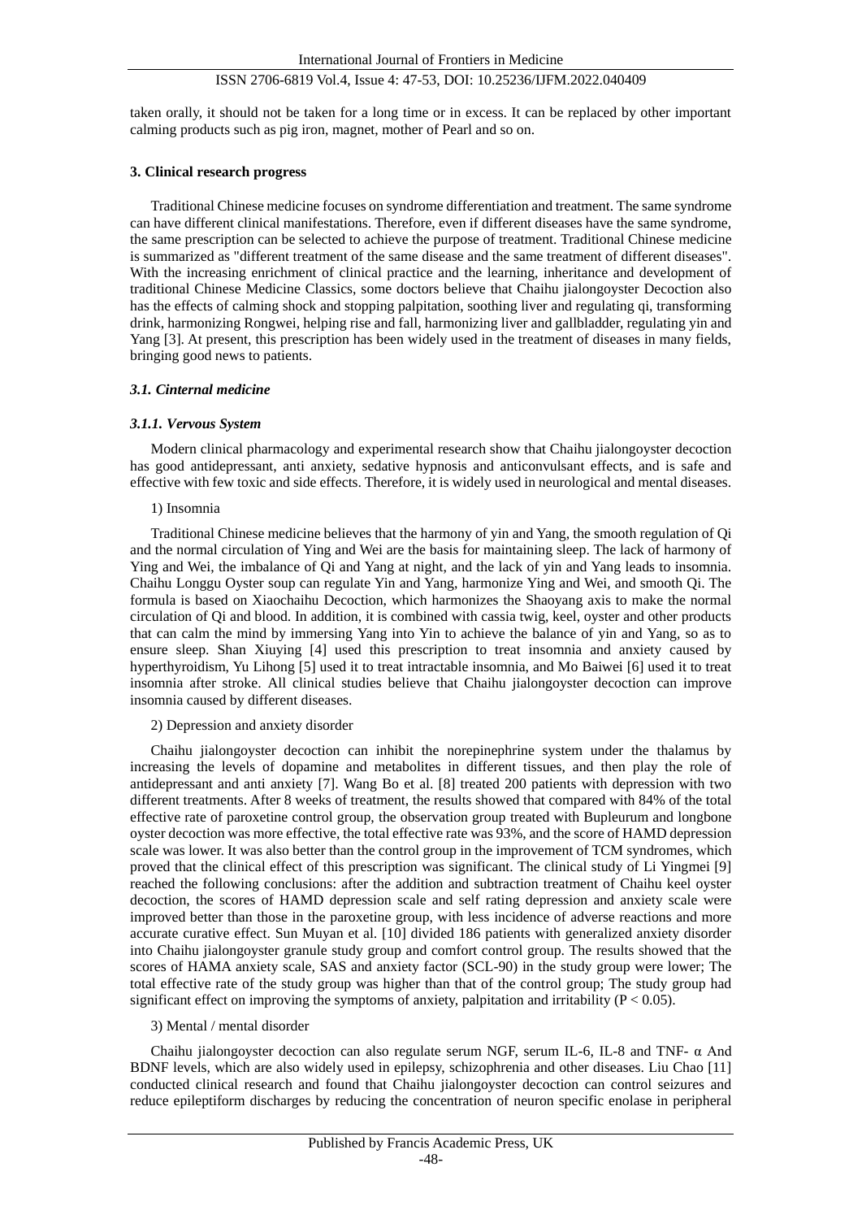taken orally, it should not be taken for a long time or in excess. It can be replaced by other important calming products such as pig iron, magnet, mother of Pearl and so on.

## 3. Clinical research progress

Traditional Chinese medicine focuses on syndrome differentiation and treatment. The same syndrome can have different clinical manifestations. Therefore, even if different diseases have the same syndrome, the same prescription can be selected to achieve the purpose of treatment. Traditional Chinese medicine is summarized as "different treatment of the same disease and the same treatment of different diseases". With the increasing enrichment of clinical practice and the learning, inheritance and development of traditional Chinese Medicine Classics, some doctors believe that Chaihu jialongoyster Decoction also has the effects of calming shock and stopping palpitation, soothing liver and regulating qi, transforming drink, harmonizing Rongwei, helping rise and fall, harmonizing liver and gallbladder, regulating yin and Yang [3]. At present, this prescription has been widely used in the treatment of diseases in many fields, bringing good news to patients.

### *3.1. Cinternal medicine*

#### *3.1.1. Vervous System*

Modern clinical pharmacology and experimental research show that Chaihu jialongoyster decoction has good antidepressant, anti anxiety, sedative hypnosis and anticonvulsant effects, and is safe and effective with few toxic and side effects. Therefore, it is widely used in neurological and mental diseases.

1) Insomnia

Traditional Chinese medicine believes that the harmony of yin and Yang, the smooth regulation of Qi and the normal circulation of Ying and Wei are the basis for maintaining sleep. The lack of harmony of Ying and Wei, the imbalance of Qi and Yang at night, and the lack of yin and Yang leads to insomnia. Chaihu Longgu Oyster soup can regulate Yin and Yang, harmonize Ying and Wei, and smooth Qi. The formula is based on Xiaochaihu Decoction, which harmonizes the Shaoyang axis to make the normal circulation of Qi and blood. In addition, it is combined with cassia twig, keel, oyster and other products that can calm the mind by immersing Yang into Yin to achieve the balance of yin and Yang, so as to ensure sleep. Shan Xiuying [4] used this prescription to treat insomnia and anxiety caused by hyperthyroidism, Yu Lihong [5] used it to treat intractable insomnia, and Mo Baiwei [6] used it to treat insomnia after stroke. All clinical studies believe that Chaihu jialongoyster decoction can improve insomnia caused by different diseases.

2) Depression and anxiety disorder

Chaihu jialongoyster decoction can inhibit the norepinephrine system under the thalamus by increasing the levels of dopamine and metabolites in different tissues, and then play the role of antidepressant and anti anxiety [7]. Wang Bo et al. [8] treated 200 patients with depression with two different treatments. After 8 weeks of treatment, the results showed that compared with 84% of the total effective rate of paroxetine control group, the observation group treated with Bupleurum and longbone oyster decoction was more effective, the total effective rate was 93%, and the score of HAMD depression scale was lower. It was also better than the control group in the improvement of TCM syndromes, which proved that the clinical effect of this prescription was significant. The clinical study of Li Yingmei [9] reached the following conclusions: after the addition and subtraction treatment of Chaihu keel oyster decoction, the scores of HAMD depression scale and self rating depression and anxiety scale were improved better than those in the paroxetine group, with less incidence of adverse reactions and more accurate curative effect. Sun Muyan et al. [10] divided 186 patients with generalized anxiety disorder into Chaihu jialongoyster granule study group and comfort control group. The results showed that the scores of HAMA anxiety scale, SAS and anxiety factor (SCL-90) in the study group were lower; The total effective rate of the study group was higher than that of the control group; The study group had significant effect on improving the symptoms of anxiety, palpitation and irritability ($P < 0.05$).

3) Mental / mental disorder

Chaihu jialongoyster decoction can also regulate serum NGF, serum IL-6, IL-8 and TNF- α And BDNF levels, which are also widely used in epilepsy, schizophrenia and other diseases. Liu Chao [11] conducted clinical research and found that Chaihu jialongoyster decoction can control seizures and reduce epileptiform discharges by reducing the concentration of neuron specific enolase in peripheral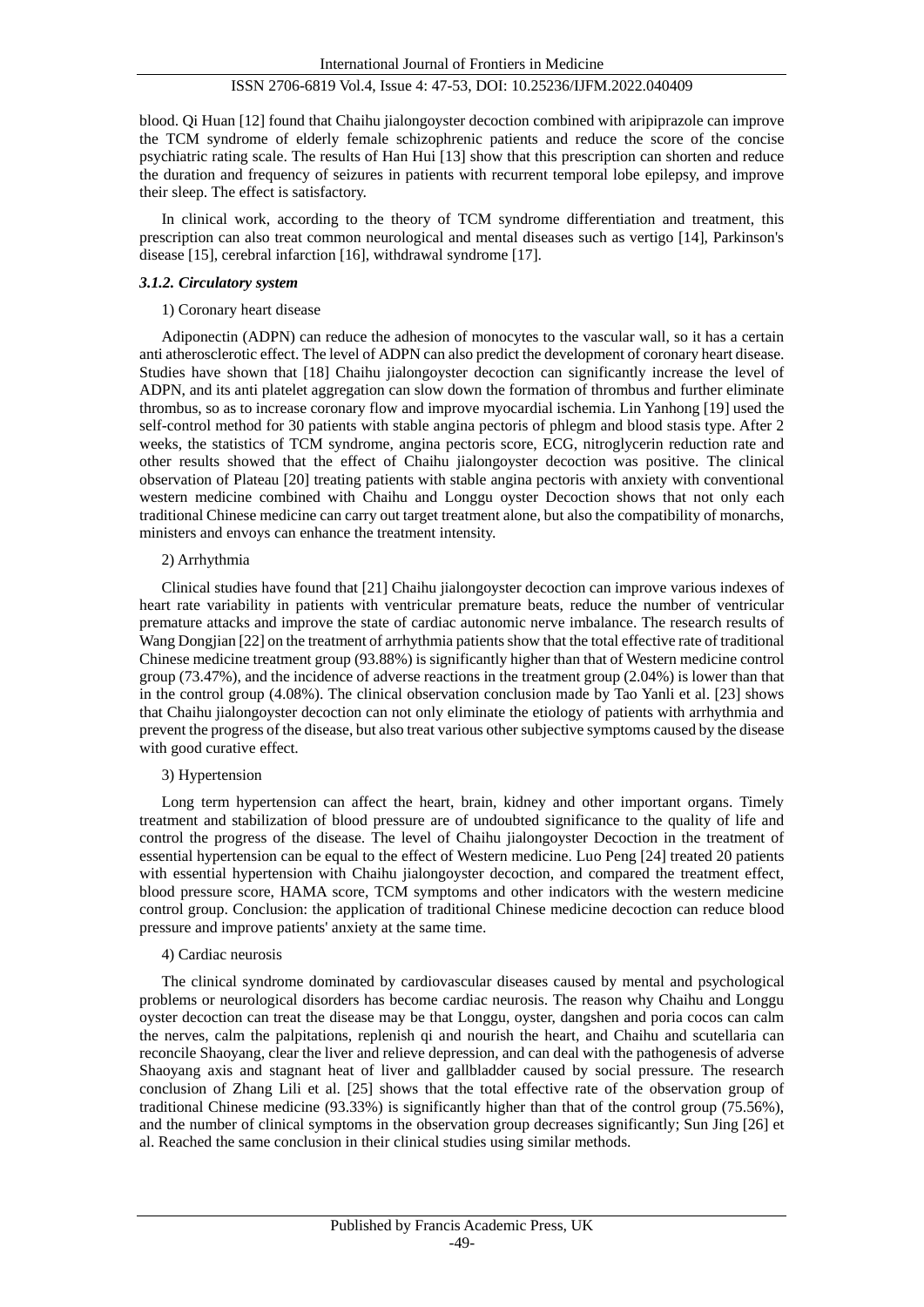blood. Qi Huan [12] found that Chaihu jialongoyster decoction combined with aripiprazole can improve the TCM syndrome of elderly female schizophrenic patients and reduce the score of the concise psychiatric rating scale. The results of Han Hui [13] show that this prescription can shorten and reduce the duration and frequency of seizures in patients with recurrent temporal lobe epilepsy, and improve their sleep. The effect is satisfactory.

In clinical work, according to the theory of TCM syndrome differentiation and treatment, this prescription can also treat common neurological and mental diseases such as vertigo [14], Parkinson's disease [15], cerebral infarction [16], withdrawal syndrome [17].

#### *3.1.2. Circulatory system*

1) Coronary heart disease

Adiponectin (ADPN) can reduce the adhesion of monocytes to the vascular wall, so it has a certain anti atherosclerotic effect. The level of ADPN can also predict the development of coronary heart disease. Studies have shown that [18] Chaihu jialongoyster decoction can significantly increase the level of ADPN, and its anti platelet aggregation can slow down the formation of thrombus and further eliminate thrombus, so as to increase coronary flow and improve myocardial ischemia. Lin Yanhong [19] used the self-control method for 30 patients with stable angina pectoris of phlegm and blood stasis type. After 2 weeks, the statistics of TCM syndrome, angina pectoris score, ECG, nitroglycerin reduction rate and other results showed that the effect of Chaihu jialongoyster decoction was positive. The clinical observation of Plateau [20] treating patients with stable angina pectoris with anxiety with conventional western medicine combined with Chaihu and Longgu oyster Decoction shows that not only each traditional Chinese medicine can carry out target treatment alone, but also the compatibility of monarchs, ministers and envoys can enhance the treatment intensity.

2) Arrhythmia

Clinical studies have found that [21] Chaihu jialongoyster decoction can improve various indexes of heart rate variability in patients with ventricular premature beats, reduce the number of ventricular premature attacks and improve the state of cardiac autonomic nerve imbalance. The research results of Wang Dongjian [22] on the treatment of arrhythmia patients show that the total effective rate of traditional Chinese medicine treatment group (93.88%) is significantly higher than that of Western medicine control group (73.47%), and the incidence of adverse reactions in the treatment group (2.04%) is lower than that in the control group (4.08%). The clinical observation conclusion made by Tao Yanli et al. [23] shows that Chaihu jialongoyster decoction can not only eliminate the etiology of patients with arrhythmia and prevent the progress of the disease, but also treat various other subjective symptoms caused by the disease with good curative effect.

3) Hypertension

Long term hypertension can affect the heart, brain, kidney and other important organs. Timely treatment and stabilization of blood pressure are of undoubted significance to the quality of life and control the progress of the disease. The level of Chaihu jialongoyster Decoction in the treatment of essential hypertension can be equal to the effect of Western medicine. Luo Peng [24] treated 20 patients with essential hypertension with Chaihu jialongoyster decoction, and compared the treatment effect, blood pressure score, HAMA score, TCM symptoms and other indicators with the western medicine control group. Conclusion: the application of traditional Chinese medicine decoction can reduce blood pressure and improve patients' anxiety at the same time.

4) Cardiac neurosis

The clinical syndrome dominated by cardiovascular diseases caused by mental and psychological problems or neurological disorders has become cardiac neurosis. The reason why Chaihu and Longgu oyster decoction can treat the disease may be that Longgu, oyster, dangshen and poria cocos can calm the nerves, calm the palpitations, replenish qi and nourish the heart, and Chaihu and scutellaria can reconcile Shaoyang, clear the liver and relieve depression, and can deal with the pathogenesis of adverse Shaoyang axis and stagnant heat of liver and gallbladder caused by social pressure. The research conclusion of Zhang Lili et al. [25] shows that the total effective rate of the observation group of traditional Chinese medicine (93.33%) is significantly higher than that of the control group (75.56%), and the number of clinical symptoms in the observation group decreases significantly; Sun Jing [26] et al. Reached the same conclusion in their clinical studies using similar methods.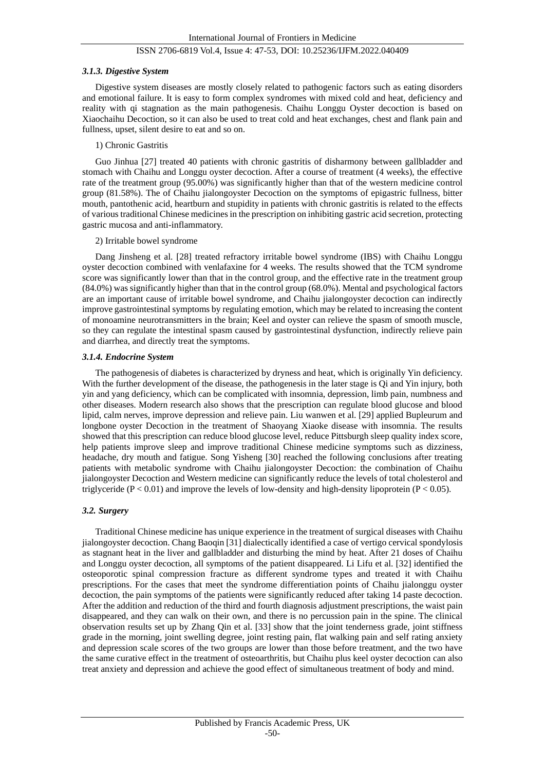### *3.1.3. Digestive System*

Digestive system diseases are mostly closely related to pathogenic factors such as eating disorders and emotional failure. It is easy to form complex syndromes with mixed cold and heat, deficiency and reality with qi stagnation as the main pathogenesis. Chaihu Longgu Oyster decoction is based on Xiaochaihu Decoction, so it can also be used to treat cold and heat exchanges, chest and flank pain and fullness, upset, silent desire to eat and so on.

1) Chronic Gastritis

Guo Jinhua [27] treated 40 patients with chronic gastritis of disharmony between gallbladder and stomach with Chaihu and Longgu oyster decoction. After a course of treatment (4 weeks), the effective rate of the treatment group (95.00%) was significantly higher than that of the western medicine control group (81.58%). The of Chaihu jialongoyster Decoction on the symptoms of epigastric fullness, bitter mouth, pantothenic acid, heartburn and stupidity in patients with chronic gastritis is related to the effects of various traditional Chinese medicines in the prescription on inhibiting gastric acid secretion, protecting gastric mucosa and anti-inflammatory.

2) Irritable bowel syndrome

Dang Jinsheng et al. [28] treated refractory irritable bowel syndrome (IBS) with Chaihu Longgu oyster decoction combined with venlafaxine for 4 weeks. The results showed that the TCM syndrome score was significantly lower than that in the control group, and the effective rate in the treatment group (84.0%) was significantly higher than that in the control group (68.0%). Mental and psychological factors are an important cause of irritable bowel syndrome, and Chaihu jialongoyster decoction can indirectly improve gastrointestinal symptoms by regulating emotion, which may be related to increasing the content of monoamine neurotransmitters in the brain; Keel and oyster can relieve the spasm of smooth muscle, so they can regulate the intestinal spasm caused by gastrointestinal dysfunction, indirectly relieve pain and diarrhea, and directly treat the symptoms.

### *3.1.4. Endocrine System*

The pathogenesis of diabetes is characterized by dryness and heat, which is originally Yin deficiency. With the further development of the disease, the pathogenesis in the later stage is Qi and Yin injury, both yin and yang deficiency, which can be complicated with insomnia, depression, limb pain, numbness and other diseases. Modern research also shows that the prescription can regulate blood glucose and blood lipid, calm nerves, improve depression and relieve pain. Liu wanwen et al. [29] applied Bupleurum and longbone oyster Decoction in the treatment of Shaoyang Xiaoke disease with insomnia. The results showed that this prescription can reduce blood glucose level, reduce Pittsburgh sleep quality index score, help patients improve sleep and improve traditional Chinese medicine symptoms such as dizziness, headache, dry mouth and fatigue. Song Yisheng [30] reached the following conclusions after treating patients with metabolic syndrome with Chaihu jialongoyster Decoction: the combination of Chaihu jialongoyster Decoction and Western medicine can significantly reduce the levels of total cholesterol and triglyceride ($P < 0.01$) and improve the levels of low-density and high-density lipoprotein ($P < 0.05$).

### *3.2. Surgery*

Traditional Chinese medicine has unique experience in the treatment of surgical diseases with Chaihu jialongoyster decoction. Chang Baoqin [31] dialectically identified a case of vertigo cervical spondylosis as stagnant heat in the liver and gallbladder and disturbing the mind by heat. After 21 doses of Chaihu and Longgu oyster decoction, all symptoms of the patient disappeared. Li Lifu et al. [32] identified the osteoporotic spinal compression fracture as different syndrome types and treated it with Chaihu prescriptions. For the cases that meet the syndrome differentiation points of Chaihu jialonggu oyster decoction, the pain symptoms of the patients were significantly reduced after taking 14 paste decoction. After the addition and reduction of the third and fourth diagnosis adjustment prescriptions, the waist pain disappeared, and they can walk on their own, and there is no percussion pain in the spine. The clinical observation results set up by Zhang Qin et al. [33] show that the joint tenderness grade, joint stiffness grade in the morning, joint swelling degree, joint resting pain, flat walking pain and self rating anxiety and depression scale scores of the two groups are lower than those before treatment, and the two have the same curative effect in the treatment of osteoarthritis, but Chaihu plus keel oyster decoction can also treat anxiety and depression and achieve the good effect of simultaneous treatment of body and mind.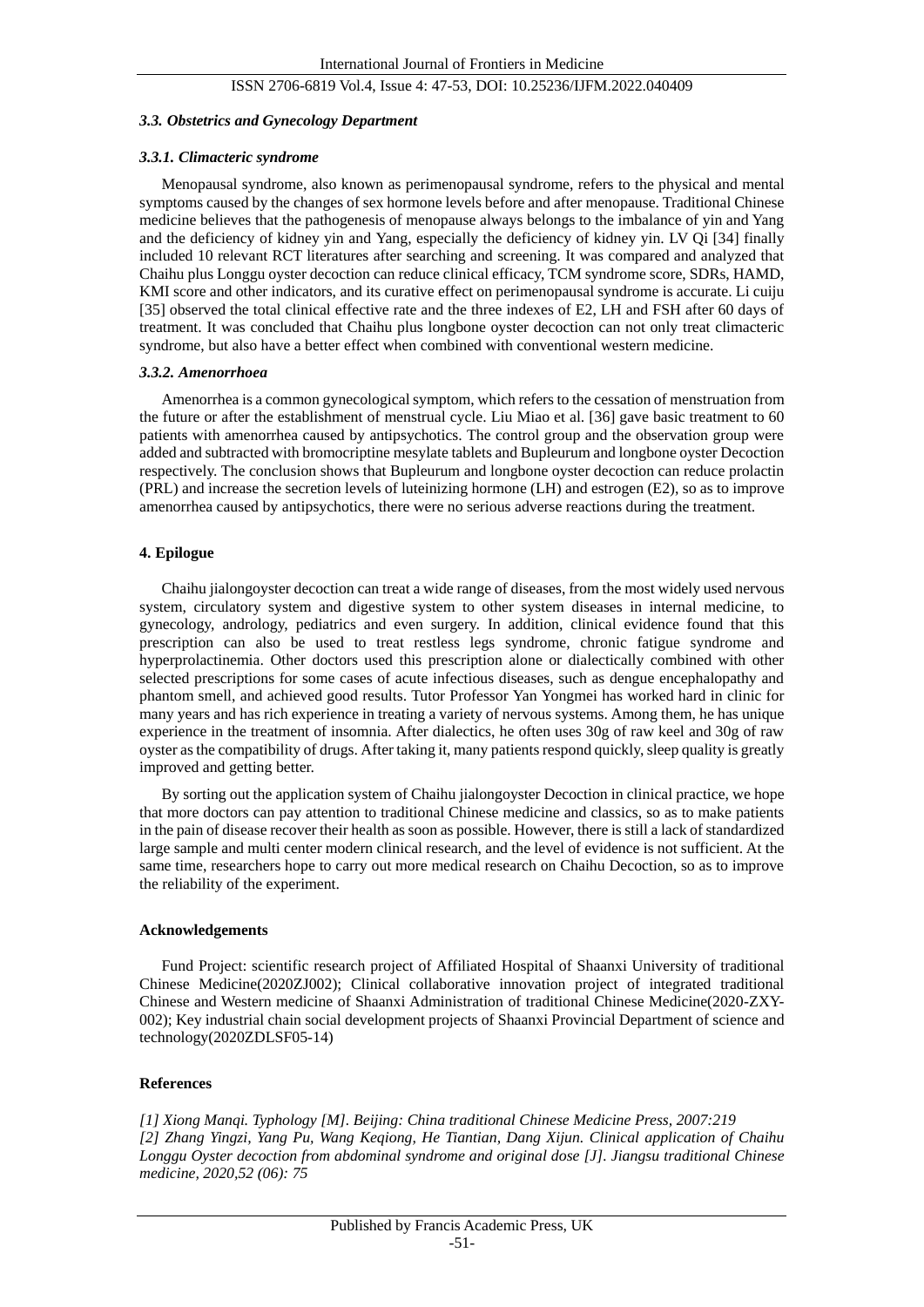### *3.3. Obstetrics and Gynecology Department*

#### *3.3.1. Climacteric syndrome*

Menopausal syndrome, also known as perimenopausal syndrome, refers to the physical and mental symptoms caused by the changes of sex hormone levels before and after menopause. Traditional Chinese medicine believes that the pathogenesis of menopause always belongs to the imbalance of yin and Yang and the deficiency of kidney yin and Yang, especially the deficiency of kidney yin. LV Qi [34] finally included 10 relevant RCT literatures after searching and screening. It was compared and analyzed that Chaihu plus Longgu oyster decoction can reduce clinical efficacy, TCM syndrome score, SDRs, HAMD, KMI score and other indicators, and its curative effect on perimenopausal syndrome is accurate. Li cuiju [35] observed the total clinical effective rate and the three indexes of E2, LH and FSH after 60 days of treatment. It was concluded that Chaihu plus longbone oyster decoction can not only treat climacteric syndrome, but also have a better effect when combined with conventional western medicine.

#### *3.3.2. Amenorrhoea*

Amenorrhea is a common gynecological symptom, which refers to the cessation of menstruation from the future or after the establishment of menstrual cycle. Liu Miao et al. [36] gave basic treatment to 60 patients with amenorrhea caused by antipsychotics. The control group and the observation group were added and subtracted with bromocriptine mesylate tablets and Bupleurum and longbone oyster Decoction respectively. The conclusion shows that Bupleurum and longbone oyster decoction can reduce prolactin (PRL) and increase the secretion levels of luteinizing hormone (LH) and estrogen (E2), so as to improve amenorrhea caused by antipsychotics, there were no serious adverse reactions during the treatment.

## 4. Epilogue

Chaihu jialongoyster decoction can treat a wide range of diseases, from the most widely used nervous system, circulatory system and digestive system to other system diseases in internal medicine, to gynecology, andrology, pediatrics and even surgery. In addition, clinical evidence found that this prescription can also be used to treat restless legs syndrome, chronic fatigue syndrome and hyperprolactinemia. Other doctors used this prescription alone or dialectically combined with other selected prescriptions for some cases of acute infectious diseases, such as dengue encephalopathy and phantom smell, and achieved good results. Tutor Professor Yan Yongmei has worked hard in clinic for many years and has rich experience in treating a variety of nervous systems. Among them, he has unique experience in the treatment of insomnia. After dialectics, he often uses 30g of raw keel and 30g of raw oyster as the compatibility of drugs. After taking it, many patients respond quickly, sleep quality is greatly improved and getting better.

By sorting out the application system of Chaihu jialongoyster Decoction in clinical practice, we hope that more doctors can pay attention to traditional Chinese medicine and classics, so as to make patients in the pain of disease recover their health as soon as possible. However, there is still a lack of standardized large sample and multi center modern clinical research, and the level of evidence is not sufficient. At the same time, researchers hope to carry out more medical research on Chaihu Decoction, so as to improve the reliability of the experiment.

## Acknowledgements

Fund Project: scientific research project of Affiliated Hospital of Shaanxi University of traditional Chinese Medicine(2020ZJ002); Clinical collaborative innovation project of integrated traditional Chinese and Western medicine of Shaanxi Administration of traditional Chinese Medicine(2020-ZXY-002); Key industrial chain social development projects of Shaanxi Provincial Department of science and technology(2020ZDLSF05-14)

## References

*[1] Xiong Manqi. Typhology [M]. Beijing: China traditional Chinese Medicine Press, 2007:219*

*[2] Zhang Yingzi, Yang Pu, Wang Keqiong, He Tiantian, Dang Xijun. Clinical application of Chaihu Longgu Oyster decoction from abdominal syndrome and original dose [J]. Jiangsu traditional Chinese medicine, 2020,52 (06): 75*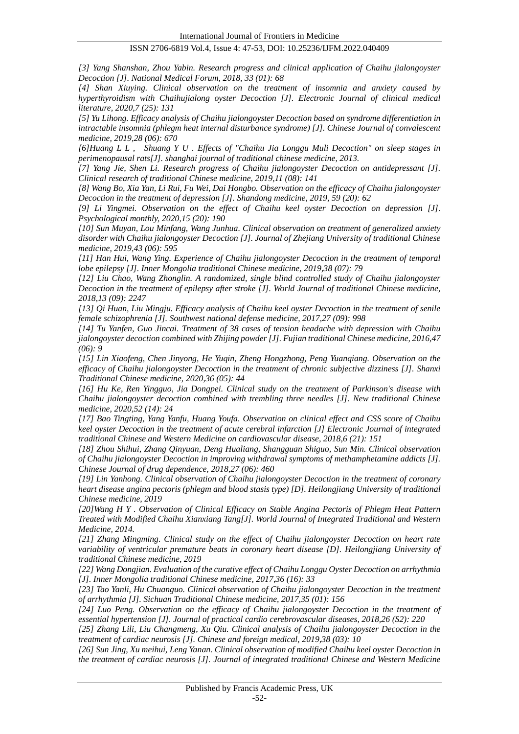*[3] Yang Shanshan, Zhou Yabin. Research progress and clinical application of Chaihu jialongoyster Decoction [J]. National Medical Forum, 2018, 33 (01): 68*

*[4] Shan Xiuying. Clinical observation on the treatment of insomnia and anxiety caused by hyperthyroidism with Chaihujialong oyster Decoction [J]. Electronic Journal of clinical medical literature, 2020,7 (25): 131*

*[5] Yu Lihong. Efficacy analysis of Chaihu jialongoyster Decoction based on syndrome differentiation in intractable insomnia (phlegm heat internal disturbance syndrome) [J]. Chinese Journal of convalescent medicine, 2019,28 (06): 670*

*[6]Huang L L , Shuang Y U . Effects of "Chaihu Jia Longgu Muli Decoction" on sleep stages in perimenopausal rats[J]. shanghai journal of traditional chinese medicine, 2013.*

*[7] Yang Jie, Shen Li. Research progress of Chaihu jialongoyster Decoction on antidepressant [J]. Clinical research of traditional Chinese medicine, 2019,11 (08): 141*

*[8] Wang Bo, Xia Yan, Li Rui, Fu Wei, Dai Hongbo. Observation on the efficacy of Chaihu jialongoyster Decoction in the treatment of depression [J]. Shandong medicine, 2019, 59 (20): 62*

*[9] Li Yingmei. Observation on the effect of Chaihu keel oyster Decoction on depression [J]. Psychological monthly, 2020,15 (20): 190*

*[10] Sun Muyan, Lou Minfang, Wang Junhua. Clinical observation on treatment of generalized anxiety disorder with Chaihu jialongoyster Decoction [J]. Journal of Zhejiang University of traditional Chinese medicine, 2019,43 (06): 595*

*[11] Han Hui, Wang Ying. Experience of Chaihu jialongoyster Decoction in the treatment of temporal lobe epilepsy [J]. Inner Mongolia traditional Chinese medicine, 2019,38 (07): 79*

*[12] Liu Chao, Wang Zhonglin. A randomized, single blind controlled study of Chaihu jialongoyster Decoction in the treatment of epilepsy after stroke [J]. World Journal of traditional Chinese medicine, 2018,13 (09): 2247*

*[13] Qi Huan, Liu Mingju. Efficacy analysis of Chaihu keel oyster Decoction in the treatment of senile female schizophrenia [J]. Southwest national defense medicine, 2017,27 (09): 998*

*[14] Tu Yanfen, Guo Jincai. Treatment of 38 cases of tension headache with depression with Chaihu jialongoyster decoction combined with Zhijing powder [J]. Fujian traditional Chinese medicine, 2016,47 (06): 9*

*[15] Lin Xiaofeng, Chen Jinyong, He Yuqin, Zheng Hongzhong, Peng Yuanqiang. Observation on the efficacy of Chaihu jialongoyster Decoction in the treatment of chronic subjective dizziness [J]. Shanxi Traditional Chinese medicine, 2020,36 (05): 44*

*[16] Hu Ke, Ren Yingguo, Jia Dongpei. Clinical study on the treatment of Parkinson's disease with Chaihu jialongoyster decoction combined with trembling three needles [J]. New traditional Chinese medicine, 2020,52 (14): 24*

*[17] Bao Tingting, Yang Yanfu, Huang Youfa. Observation on clinical effect and CSS score of Chaihu keel oyster Decoction in the treatment of acute cerebral infarction [J] Electronic Journal of integrated traditional Chinese and Western Medicine on cardiovascular disease, 2018,6 (21): 151*

*[18] Zhou Shihui, Zhang Qinyuan, Deng Hualiang, Shangguan Shiguo, Sun Min. Clinical observation of Chaihu jialongoyster Decoction in improving withdrawal symptoms of methamphetamine addicts [J]. Chinese Journal of drug dependence, 2018,27 (06): 460*

*[19] Lin Yanhong. Clinical observation of Chaihu jialongoyster Decoction in the treatment of coronary heart disease angina pectoris (phlegm and blood stasis type) [D]. Heilongjiang University of traditional Chinese medicine, 2019*

*[20]Wang H Y . Observation of Clinical Efficacy on Stable Angina Pectoris of Phlegm Heat Pattern Treated with Modified Chaihu Xianxiang Tang[J]. World Journal of Integrated Traditional and Western Medicine, 2014.*

*[21] Zhang Mingming. Clinical study on the effect of Chaihu jialongoyster Decoction on heart rate variability of ventricular premature beats in coronary heart disease [D]. Heilongjiang University of traditional Chinese medicine, 2019*

*[22] Wang Dongjian. Evaluation of the curative effect of Chaihu Longgu Oyster Decoction on arrhythmia [J]. Inner Mongolia traditional Chinese medicine, 2017,36 (16): 33*

*[23] Tao Yanli, Hu Chuanguo. Clinical observation of Chaihu jialongoyster Decoction in the treatment of arrhythmia [J]. Sichuan Traditional Chinese medicine, 2017,35 (01): 156*

*[24] Luo Peng. Observation on the efficacy of Chaihu jialongoyster Decoction in the treatment of essential hypertension [J]. Journal of practical cardio cerebrovascular diseases, 2018,26 (S2): 220*

*[25] Zhang Lili, Liu Changmeng, Xu Qiu. Clinical analysis of Chaihu jialongoyster Decoction in the treatment of cardiac neurosis [J]. Chinese and foreign medical, 2019,38 (03): 10*

*[26] Sun Jing, Xu meihui, Leng Yanan. Clinical observation of modified Chaihu keel oyster Decoction in the treatment of cardiac neurosis [J]. Journal of integrated traditional Chinese and Western Medicine*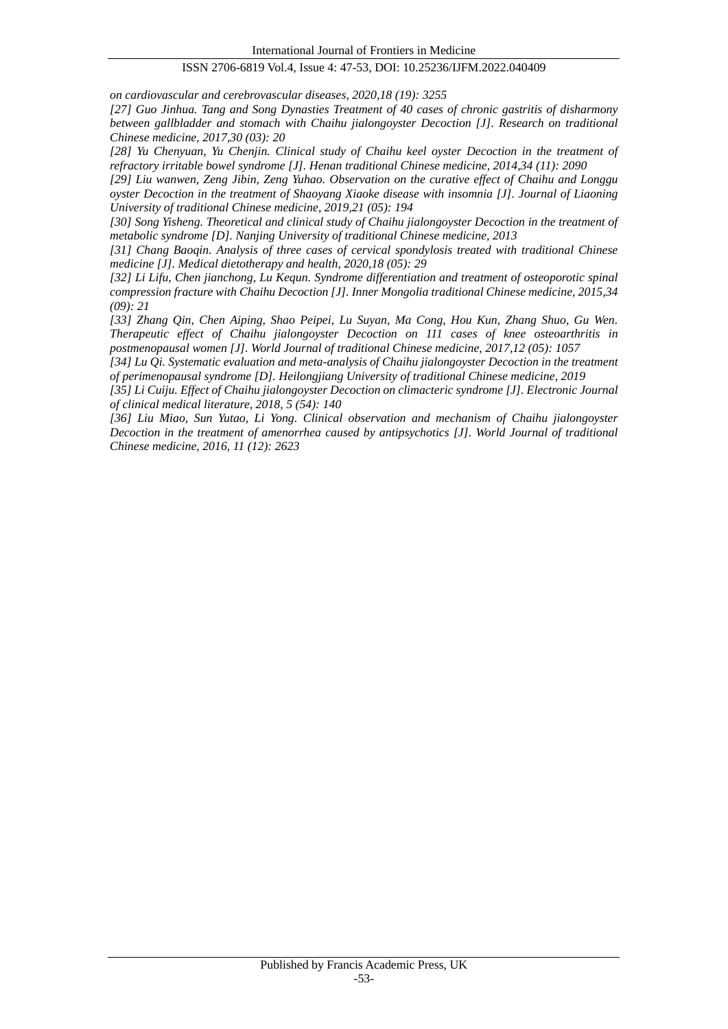*on cardiovascular and cerebrovascular diseases, 2020,18 (19): 3255*

*[27] Guo Jinhua. Tang and Song Dynasties Treatment of 40 cases of chronic gastritis of disharmony between gallbladder and stomach with Chaihu jialongoyster Decoction [J]. Research on traditional Chinese medicine, 2017,30 (03): 20*

*[28] Yu Chenyuan, Yu Chenjin. Clinical study of Chaihu keel oyster Decoction in the treatment of refractory irritable bowel syndrome [J]. Henan traditional Chinese medicine, 2014,34 (11): 2090*

*[29] Liu wanwen, Zeng Jibin, Zeng Yuhao. Observation on the curative effect of Chaihu and Longgu oyster Decoction in the treatment of Shaoyang Xiaoke disease with insomnia [J]. Journal of Liaoning University of traditional Chinese medicine, 2019,21 (05): 194*

*[30] Song Yisheng. Theoretical and clinical study of Chaihu jialongoyster Decoction in the treatment of metabolic syndrome [D]. Nanjing University of traditional Chinese medicine, 2013*

*[31] Chang Baoqin. Analysis of three cases of cervical spondylosis treated with traditional Chinese medicine [J]. Medical dietotherapy and health, 2020,18 (05): 29*

*[32] Li Lifu, Chen jianchong, Lu Kequn. Syndrome differentiation and treatment of osteoporotic spinal compression fracture with Chaihu Decoction [J]. Inner Mongolia traditional Chinese medicine, 2015,34 (09): 21*

*[33] Zhang Qin, Chen Aiping, Shao Peipei, Lu Suyan, Ma Cong, Hou Kun, Zhang Shuo, Gu Wen. Therapeutic effect of Chaihu jialongoyster Decoction on 111 cases of knee osteoarthritis in postmenopausal women [J]. World Journal of traditional Chinese medicine, 2017,12 (05): 1057*

*[34] Lu Qi. Systematic evaluation and meta-analysis of Chaihu jialongoyster Decoction in the treatment of perimenopausal syndrome [D]. Heilongjiang University of traditional Chinese medicine, 2019*

*[35] Li Cuiju. Effect of Chaihu jialongoyster Decoction on climacteric syndrome [J]. Electronic Journal of clinical medical literature, 2018, 5 (54): 140*

*[36] Liu Miao, Sun Yutao, Li Yong. Clinical observation and mechanism of Chaihu jialongoyster Decoction in the treatment of amenorrhea caused by antipsychotics [J]. World Journal of traditional Chinese medicine, 2016, 11 (12): 2623*